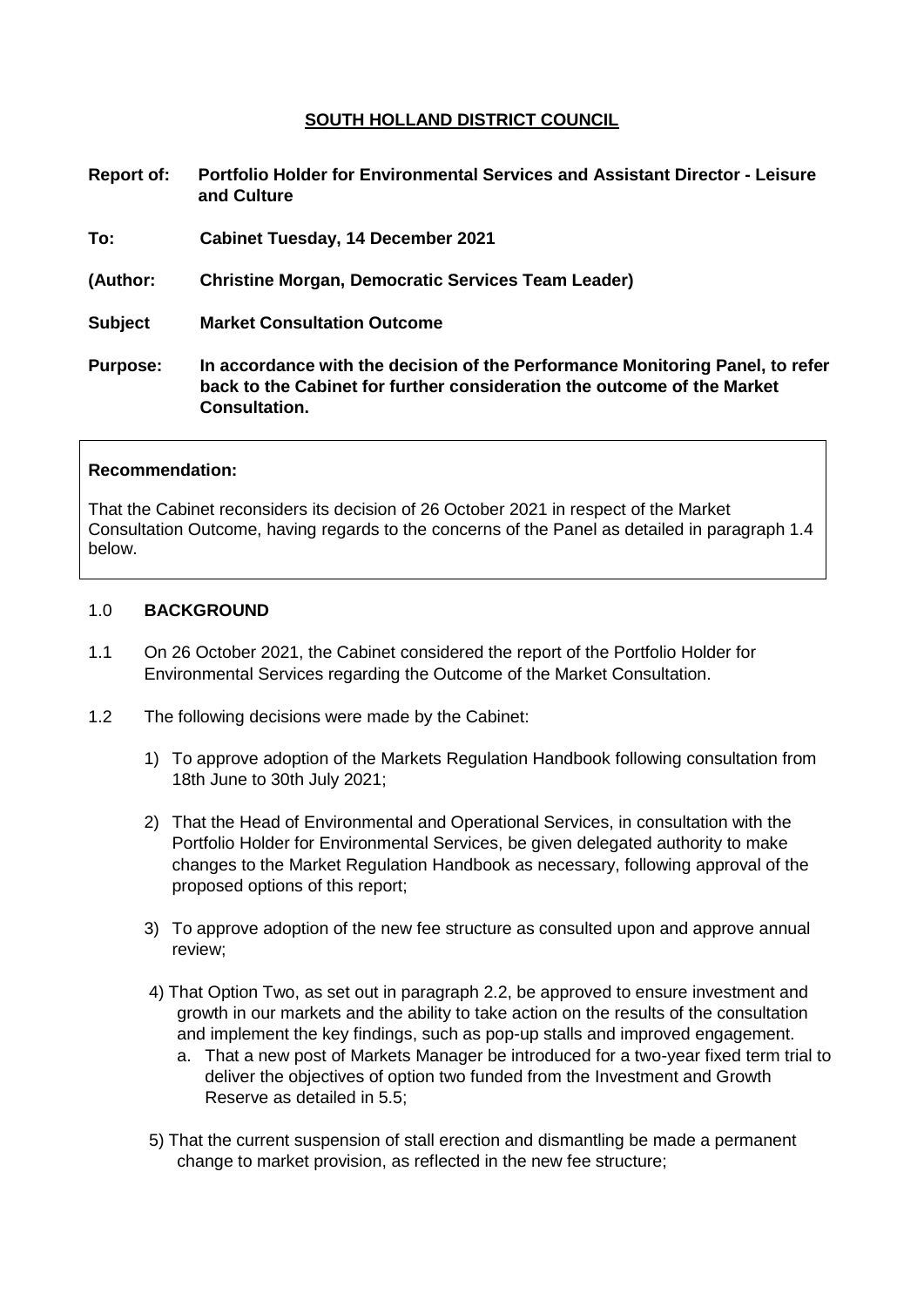# SOUTH HOLLAND DISTRICT COUNCIL

**Report of:** **Portfolio Holder for Environmental Services and Assistant Director - Leisure and Culture**

**To:** **Cabinet Tuesday, 14 December 2021**

**(Author:** **Christine Morgan, Democratic Services Team Leader)**

**Subject** **Market Consultation Outcome**

**Purpose:** **In accordance with the decision of the Performance Monitoring Panel, to refer back to the Cabinet for further consideration the outcome of the Market Consultation.**

**Recommendation:**

That the Cabinet reconsiders its decision of 26 October 2021 in respect of the Market Consultation Outcome, having regards to the concerns of the Panel as detailed in paragraph 1.4 below.

## 1.0 BACKGROUND

1.1 On 26 October 2021, the Cabinet considered the report of the Portfolio Holder for Environmental Services regarding the Outcome of the Market Consultation.

1.2 The following decisions were made by the Cabinet:

1) To approve adoption of the Markets Regulation Handbook following consultation from 18th June to 30th July 2021;

2) That the Head of Environmental and Operational Services, in consultation with the Portfolio Holder for Environmental Services, be given delegated authority to make changes to the Market Regulation Handbook as necessary, following approval of the proposed options of this report;

3) To approve adoption of the new fee structure as consulted upon and approve annual review;

4) That Option Two, as set out in paragraph 2.2, be approved to ensure investment and growth in our markets and the ability to take action on the results of the consultation and implement the key findings, such as pop-up stalls and improved engagement.
   a. That a new post of Markets Manager be introduced for a two-year fixed term trial to deliver the objectives of option two funded from the Investment and Growth Reserve as detailed in 5.5;

5) That the current suspension of stall erection and dismantling be made a permanent change to market provision, as reflected in the new fee structure;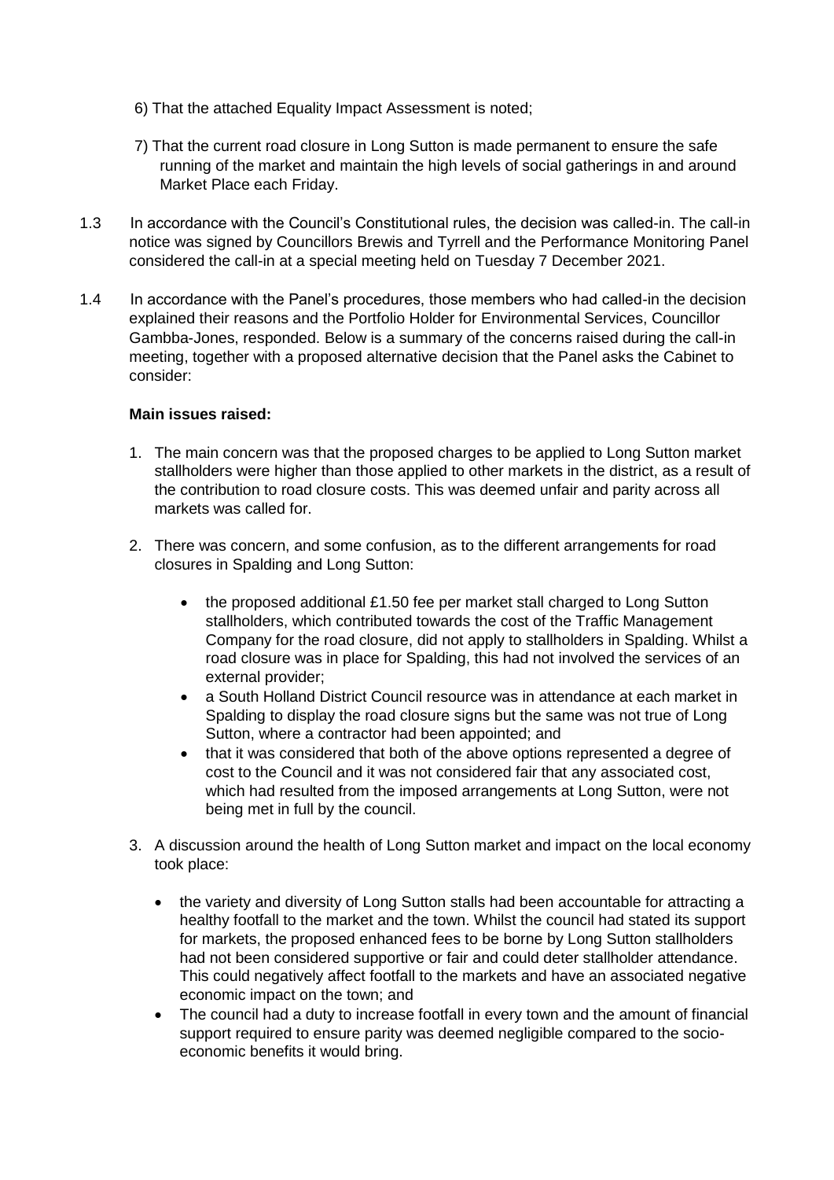6) That the attached Equality Impact Assessment is noted;

7) That the current road closure in Long Sutton is made permanent to ensure the safe running of the market and maintain the high levels of social gatherings in and around Market Place each Friday.

1.3 In accordance with the Council's Constitutional rules, the decision was called-in. The call-in notice was signed by Councillors Brewis and Tyrrell and the Performance Monitoring Panel considered the call-in at a special meeting held on Tuesday 7 December 2021.

1.4 In accordance with the Panel's procedures, those members who had called-in the decision explained their reasons and the Portfolio Holder for Environmental Services, Councillor Gambba-Jones, responded. Below is a summary of the concerns raised during the call-in meeting, together with a proposed alternative decision that the Panel asks the Cabinet to consider:

**Main issues raised:**

1. The main concern was that the proposed charges to be applied to Long Sutton market stallholders were higher than those applied to other markets in the district, as a result of the contribution to road closure costs. This was deemed unfair and parity across all markets was called for.

2. There was concern, and some confusion, as to the different arrangements for road closures in Spalding and Long Sutton:

   - the proposed additional £1.50 fee per market stall charged to Long Sutton stallholders, which contributed towards the cost of the Traffic Management Company for the road closure, did not apply to stallholders in Spalding. Whilst a road closure was in place for Spalding, this had not involved the services of an external provider;
   - a South Holland District Council resource was in attendance at each market in Spalding to display the road closure signs but the same was not true of Long Sutton, where a contractor had been appointed; and
   - that it was considered that both of the above options represented a degree of cost to the Council and it was not considered fair that any associated cost, which had resulted from the imposed arrangements at Long Sutton, were not being met in full by the council.

3. A discussion around the health of Long Sutton market and impact on the local economy took place:

   - the variety and diversity of Long Sutton stalls had been accountable for attracting a healthy footfall to the market and the town. Whilst the council had stated its support for markets, the proposed enhanced fees to be borne by Long Sutton stallholders had not been considered supportive or fair and could deter stallholder attendance. This could negatively affect footfall to the markets and have an associated negative economic impact on the town; and
   - The council had a duty to increase footfall in every town and the amount of financial support required to ensure parity was deemed negligible compared to the socio-economic benefits it would bring.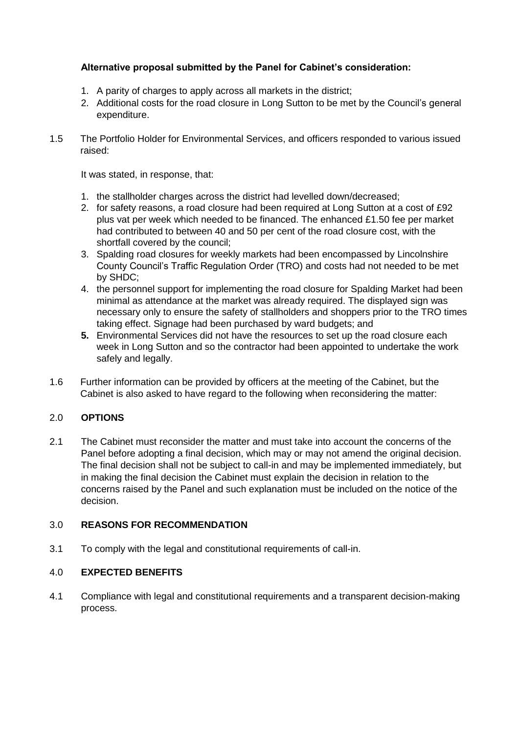**Alternative proposal submitted by the Panel for Cabinet's consideration:**

1. A parity of charges to apply across all markets in the district;
2. Additional costs for the road closure in Long Sutton to be met by the Council's general expenditure.

1.5 The Portfolio Holder for Environmental Services, and officers responded to various issued raised:

It was stated, in response, that:

1. the stallholder charges across the district had levelled down/decreased;
2. for safety reasons, a road closure had been required at Long Sutton at a cost of £92 plus vat per week which needed to be financed. The enhanced £1.50 fee per market had contributed to between 40 and 50 per cent of the road closure cost, with the shortfall covered by the council;
3. Spalding road closures for weekly markets had been encompassed by Lincolnshire County Council's Traffic Regulation Order (TRO) and costs had not needed to be met by SHDC;
4. the personnel support for implementing the road closure for Spalding Market had been minimal as attendance at the market was already required. The displayed sign was necessary only to ensure the safety of stallholders and shoppers prior to the TRO times taking effect. Signage had been purchased by ward budgets; and
5. Environmental Services did not have the resources to set up the road closure each week in Long Sutton and so the contractor had been appointed to undertake the work safely and legally.

1.6 Further information can be provided by officers at the meeting of the Cabinet, but the Cabinet is also asked to have regard to the following when reconsidering the matter:

## 2.0 OPTIONS

2.1 The Cabinet must reconsider the matter and must take into account the concerns of the Panel before adopting a final decision, which may or may not amend the original decision. The final decision shall not be subject to call-in and may be implemented immediately, but in making the final decision the Cabinet must explain the decision in relation to the concerns raised by the Panel and such explanation must be included on the notice of the decision.

## 3.0 REASONS FOR RECOMMENDATION

3.1 To comply with the legal and constitutional requirements of call-in.

## 4.0 EXPECTED BENEFITS

4.1 Compliance with legal and constitutional requirements and a transparent decision-making process.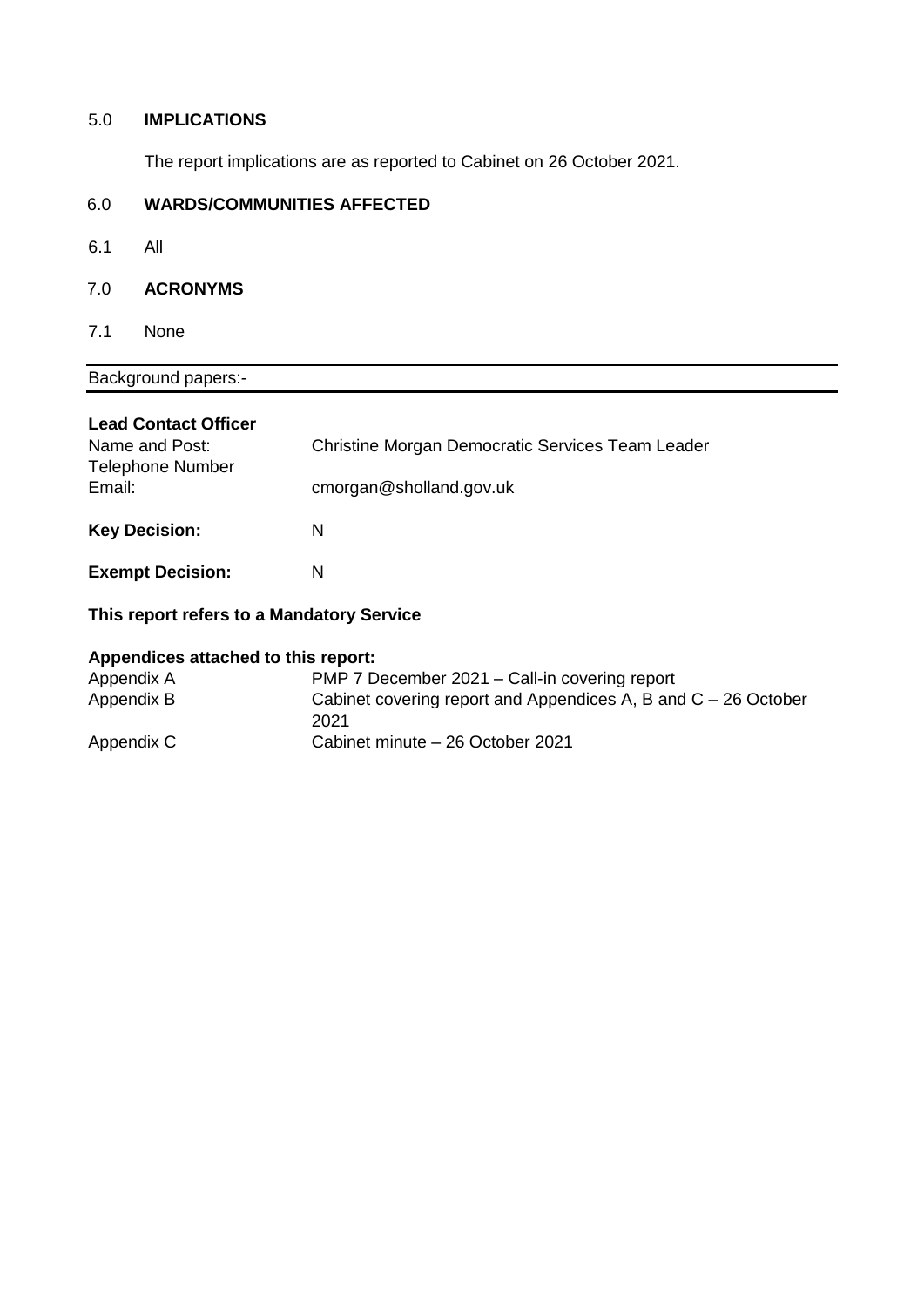## 5.0 IMPLICATIONS

The report implications are as reported to Cabinet on 26 October 2021.

## 6.0 WARDS/COMMUNITIES AFFECTED

6.1 All

## 7.0 ACRONYMS

7.1 None

Background papers:-

**Lead Contact Officer**

| | |
|---|---|
| Name and Post: | Christine Morgan Democratic Services Team Leader |
| Telephone Number | |
| Email: | cmorgan@sholland.gov.uk |

**Key Decision:** N

**Exempt Decision:** N

**This report refers to a Mandatory Service**

**Appendices attached to this report:**

| | |
|---|---|
| Appendix A | PMP 7 December 2021 – Call-in covering report |
| Appendix B | Cabinet covering report and Appendices A, B and C – 26 October 2021 |
| Appendix C | Cabinet minute – 26 October 2021 |